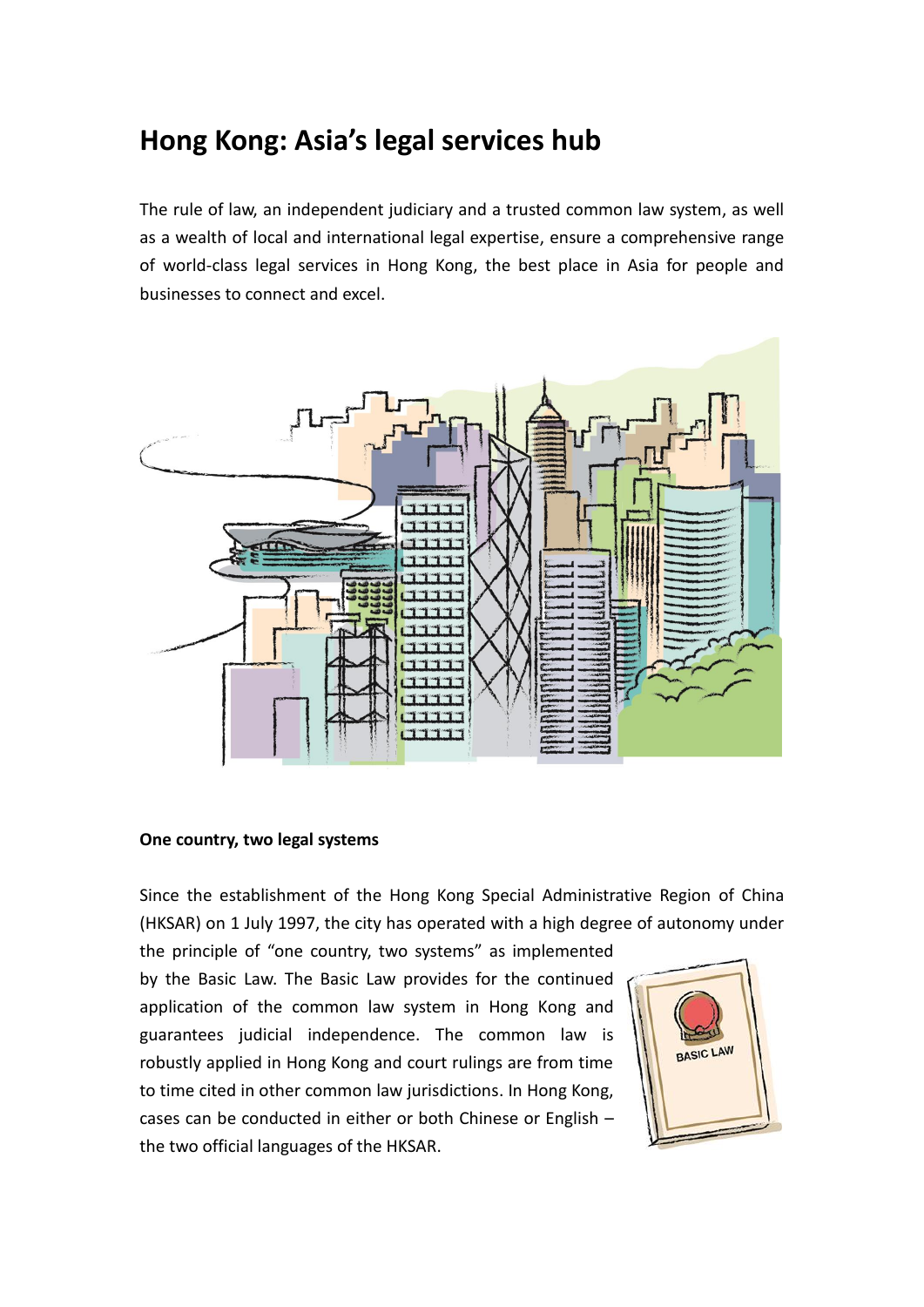# Hong Kong: Asia's legal services hub

The rule of law, an independent judiciary and a trusted common law system, as well as a wealth of local and international legal expertise, ensure a comprehensive range of world-class legal services in Hong Kong, the best place in Asia for people and businesses to connect and excel.

**One country, two legal systems**

Since the establishment of the Hong Kong Special Administrative Region of China (HKSAR) on 1 July 1997, the city has operated with a high degree of autonomy under the principle of "one country, two systems" as implemented by the Basic Law. The Basic Law provides for the continued application of the common law system in Hong Kong and guarantees judicial independence. The common law is robustly applied in Hong Kong and court rulings are from time to time cited in other common law jurisdictions. In Hong Kong, cases can be conducted in either or both Chinese or English – the two official languages of the HKSAR.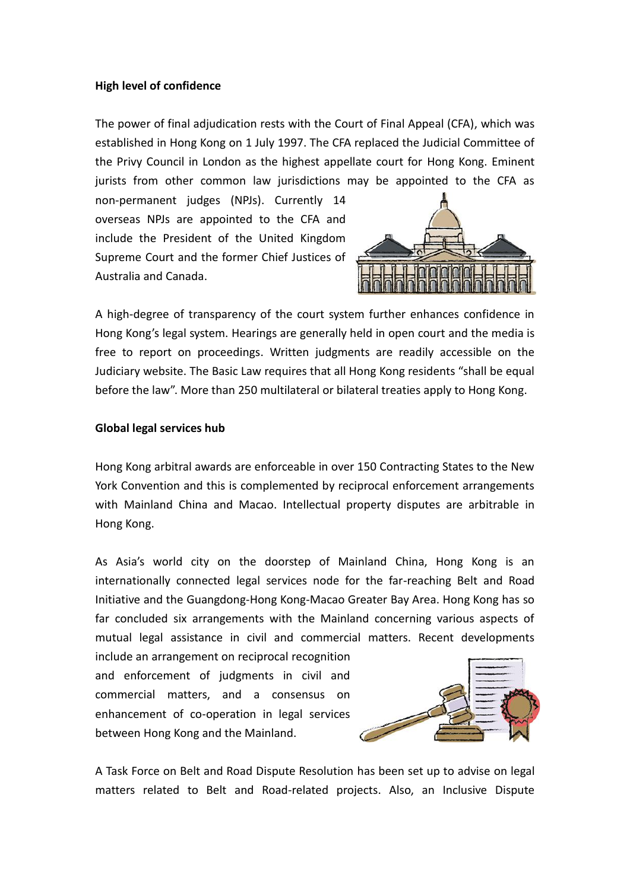**High level of confidence**

The power of final adjudication rests with the Court of Final Appeal (CFA), which was established in Hong Kong on 1 July 1997. The CFA replaced the Judicial Committee of the Privy Council in London as the highest appellate court for Hong Kong. Eminent jurists from other common law jurisdictions may be appointed to the CFA as non-permanent judges (NPJs). Currently 14 overseas NPJs are appointed to the CFA and include the President of the United Kingdom Supreme Court and the former Chief Justices of Australia and Canada.

A high-degree of transparency of the court system further enhances confidence in Hong Kong's legal system. Hearings are generally held in open court and the media is free to report on proceedings. Written judgments are readily accessible on the Judiciary website. The Basic Law requires that all Hong Kong residents "shall be equal before the law". More than 250 multilateral or bilateral treaties apply to Hong Kong.

**Global legal services hub**

Hong Kong arbitral awards are enforceable in over 150 Contracting States to the New York Convention and this is complemented by reciprocal enforcement arrangements with Mainland China and Macao. Intellectual property disputes are arbitrable in Hong Kong.

As Asia's world city on the doorstep of Mainland China, Hong Kong is an internationally connected legal services node for the far-reaching Belt and Road Initiative and the Guangdong-Hong Kong-Macao Greater Bay Area. Hong Kong has so far concluded six arrangements with the Mainland concerning various aspects of mutual legal assistance in civil and commercial matters. Recent developments include an arrangement on reciprocal recognition and enforcement of judgments in civil and commercial matters, and a consensus on enhancement of co-operation in legal services between Hong Kong and the Mainland.

A Task Force on Belt and Road Dispute Resolution has been set up to advise on legal matters related to Belt and Road-related projects. Also, an Inclusive Dispute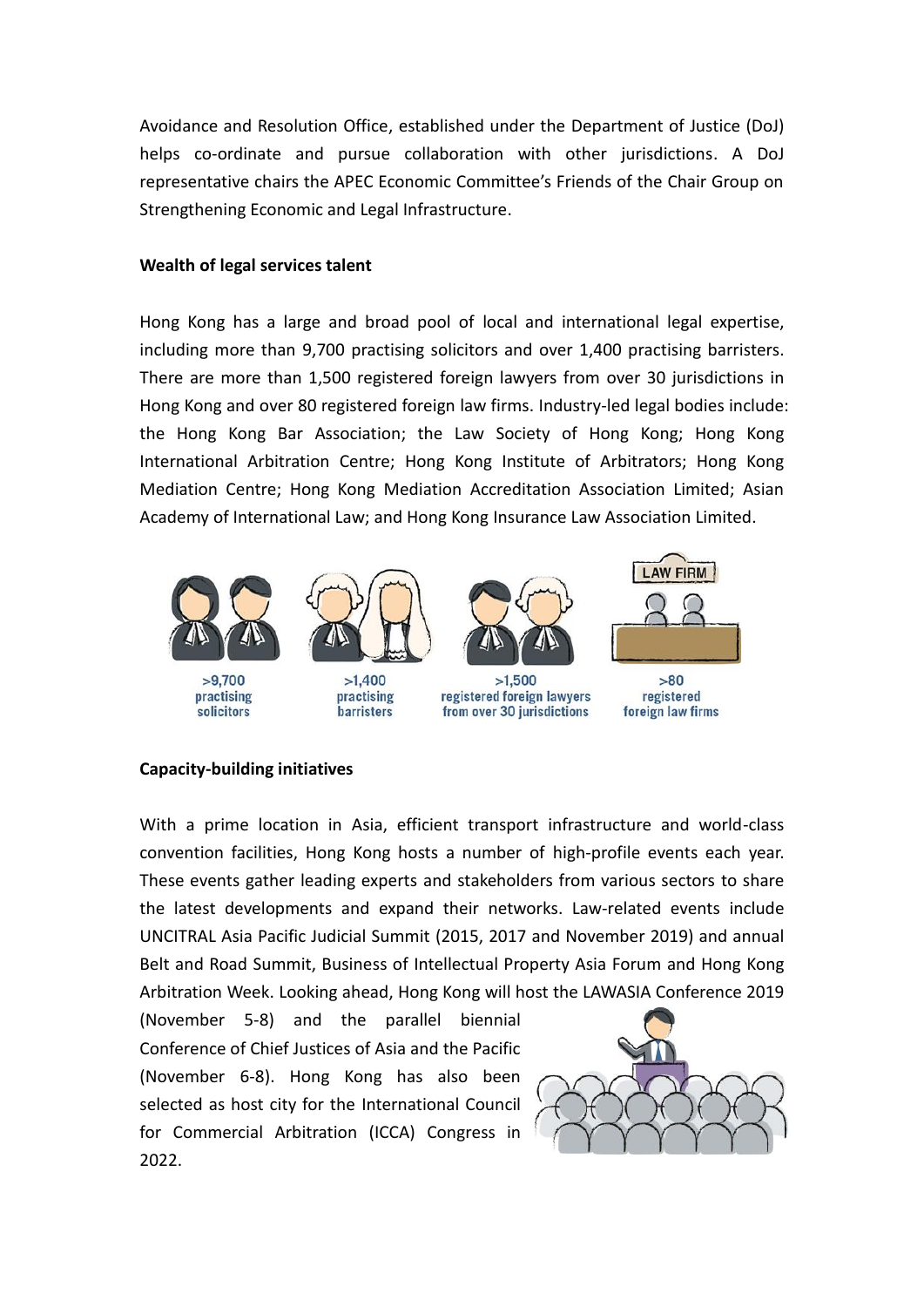Avoidance and Resolution Office, established under the Department of Justice (DoJ) helps co-ordinate and pursue collaboration with other jurisdictions. A DoJ representative chairs the APEC Economic Committee's Friends of the Chair Group on Strengthening Economic and Legal Infrastructure.

**Wealth of legal services talent**

Hong Kong has a large and broad pool of local and international legal expertise, including more than 9,700 practising solicitors and over 1,400 practising barristers. There are more than 1,500 registered foreign lawyers from over 30 jurisdictions in Hong Kong and over 80 registered foreign law firms. Industry-led legal bodies include: the Hong Kong Bar Association; the Law Society of Hong Kong; Hong Kong International Arbitration Centre; Hong Kong Institute of Arbitrators; Hong Kong Mediation Centre; Hong Kong Mediation Accreditation Association Limited; Asian Academy of International Law; and Hong Kong Insurance Law Association Limited.

>9,700 practising solicitors

>1,400 practising barristers

>1,500 registered foreign lawyers from over 30 jurisdictions

>80 registered foreign law firms

**Capacity-building initiatives**

With a prime location in Asia, efficient transport infrastructure and world-class convention facilities, Hong Kong hosts a number of high-profile events each year. These events gather leading experts and stakeholders from various sectors to share the latest developments and expand their networks. Law-related events include UNCITRAL Asia Pacific Judicial Summit (2015, 2017 and November 2019) and annual Belt and Road Summit, Business of Intellectual Property Asia Forum and Hong Kong Arbitration Week. Looking ahead, Hong Kong will host the LAWASIA Conference 2019 (November 5-8) and the parallel biennial Conference of Chief Justices of Asia and the Pacific (November 6-8). Hong Kong has also been selected as host city for the International Council for Commercial Arbitration (ICCA) Congress in 2022.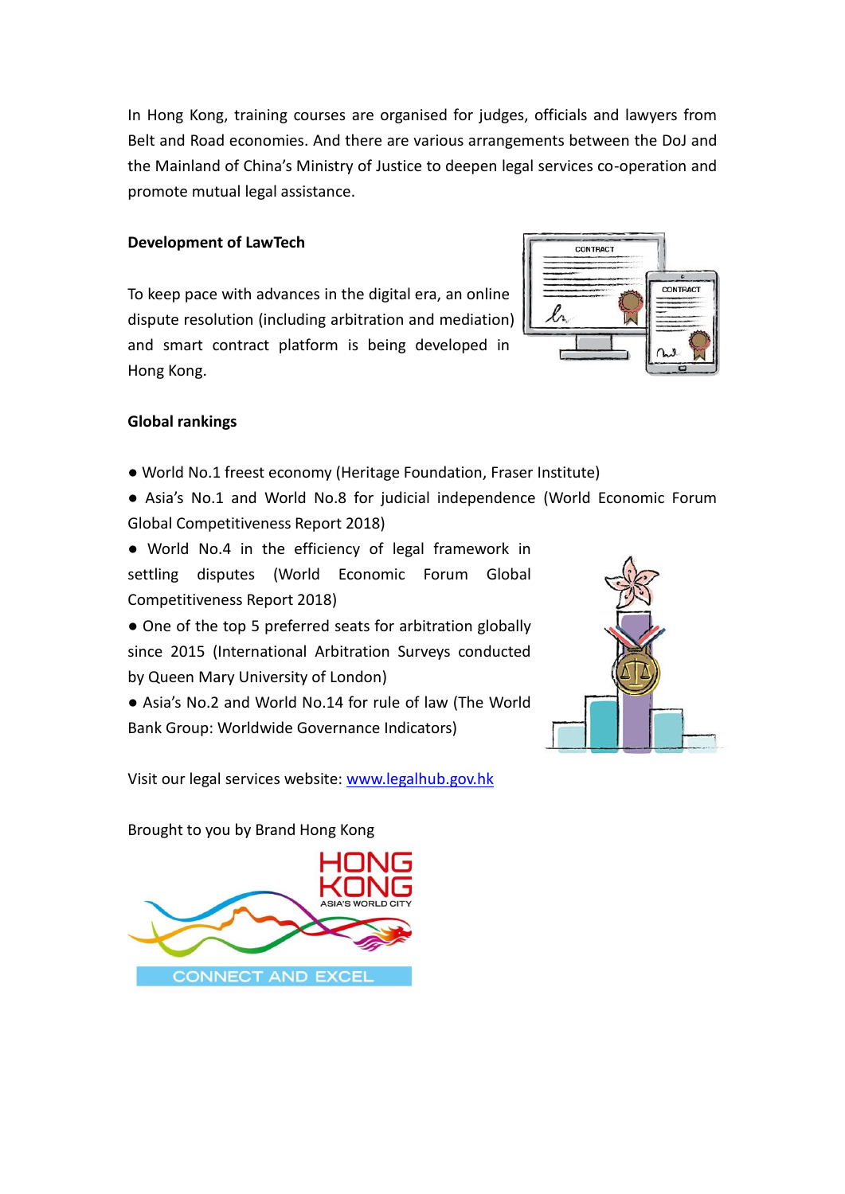In Hong Kong, training courses are organised for judges, officials and lawyers from Belt and Road economies. And there are various arrangements between the DoJ and the Mainland of China's Ministry of Justice to deepen legal services co-operation and promote mutual legal assistance.

**Development of LawTech**

To keep pace with advances in the digital era, an online dispute resolution (including arbitration and mediation) and smart contract platform is being developed in Hong Kong.

**Global rankings**

- World No.1 freest economy (Heritage Foundation, Fraser Institute)
- Asia's No.1 and World No.8 for judicial independence (World Economic Forum Global Competitiveness Report 2018)
- World No.4 in the efficiency of legal framework in settling disputes (World Economic Forum Global Competitiveness Report 2018)
- One of the top 5 preferred seats for arbitration globally since 2015 (International Arbitration Surveys conducted by Queen Mary University of London)
- Asia's No.2 and World No.14 for rule of law (The World Bank Group: Worldwide Governance Indicators)

Visit our legal services website: [www.legalhub.gov.hk](http://www.legalhub.gov.hk)

Brought to you by Brand Hong Kong

HONG KONG
ASIA'S WORLD CITY
CONNECT AND EXCEL